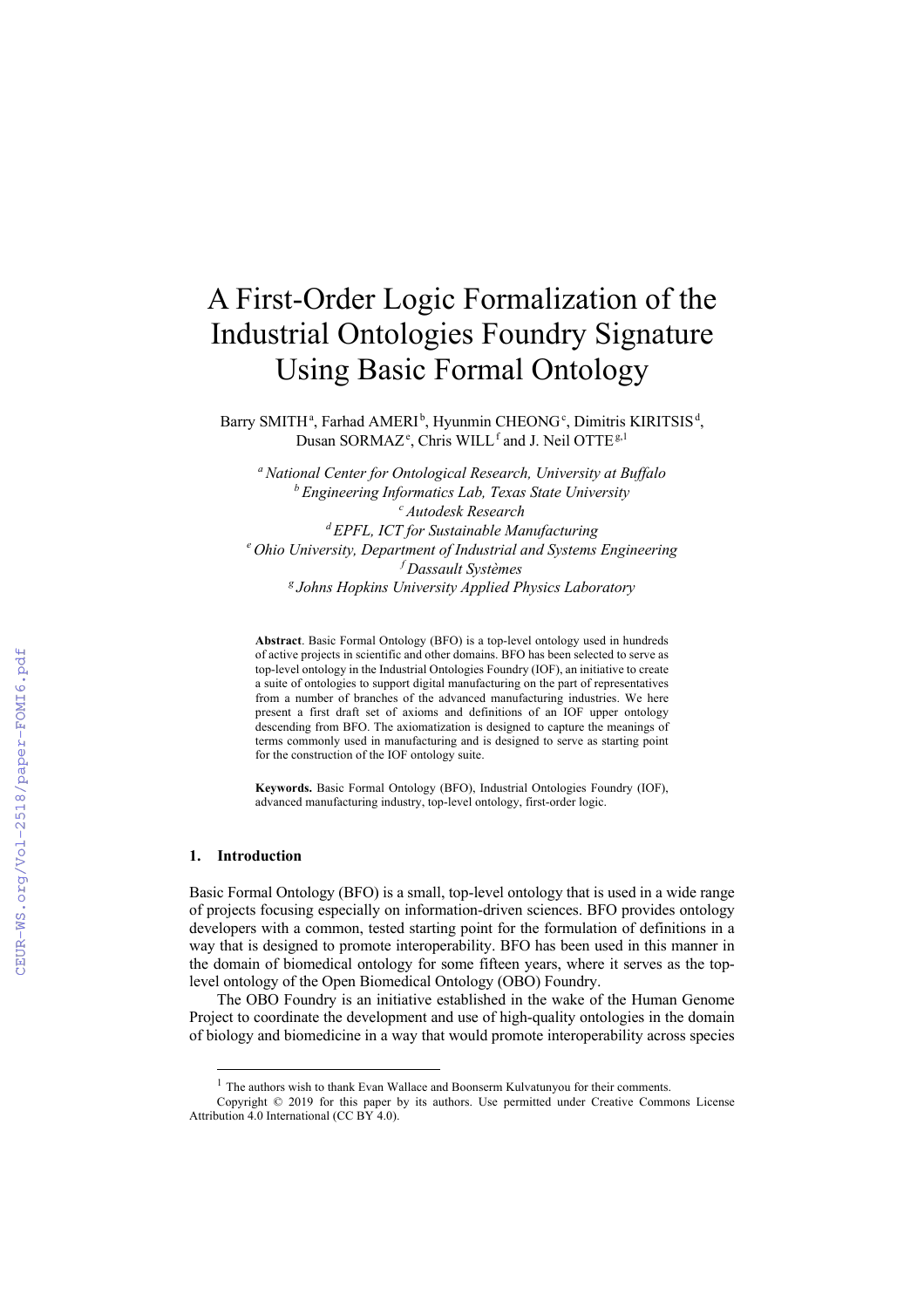# A First-Order Logic Formalization of the Industrial Ontologies Foundry Signature Using Basic Formal Ontology

Barry SMITH[a], Farhad AMERI[b], Hyunmin CHEONG[c], Dimitris KIRITSIS[d], Dusan SORMAZ[e], Chris WILL[f] and J. Neil OTTE[g,1]

[a] *National Center for Ontological Research, University at Buffalo*
[b] *Engineering Informatics Lab, Texas State University*
[c] *Autodesk Research*
[d] *EPFL, ICT for Sustainable Manufacturing*
[e] *Ohio University, Department of Industrial and Systems Engineering*
[f] *Dassault Systèmes*
[g] *Johns Hopkins University Applied Physics Laboratory*

**Abstract**. Basic Formal Ontology (BFO) is a top-level ontology used in hundreds of active projects in scientific and other domains. BFO has been selected to serve as top-level ontology in the Industrial Ontologies Foundry (IOF), an initiative to create a suite of ontologies to support digital manufacturing on the part of representatives from a number of branches of the advanced manufacturing industries. We here present a first draft set of axioms and definitions of an IOF upper ontology descending from BFO. The axiomatization is designed to capture the meanings of terms commonly used in manufacturing and is designed to serve as starting point for the construction of the IOF ontology suite.

**Keywords.** Basic Formal Ontology (BFO), Industrial Ontologies Foundry (IOF), advanced manufacturing industry, top-level ontology, first-order logic.

## 1. Introduction

Basic Formal Ontology (BFO) is a small, top-level ontology that is used in a wide range of projects focusing especially on information-driven sciences. BFO provides ontology developers with a common, tested starting point for the formulation of definitions in a way that is designed to promote interoperability. BFO has been used in this manner in the domain of biomedical ontology for some fifteen years, where it serves as the top-level ontology of the Open Biomedical Ontology (OBO) Foundry.

The OBO Foundry is an initiative established in the wake of the Human Genome Project to coordinate the development and use of high-quality ontologies in the domain of biology and biomedicine in a way that would promote interoperability across species

[1] The authors wish to thank Evan Wallace and Boonserm Kulvatunyou for their comments.
Copyright © 2019 for this paper by its authors. Use permitted under Creative Commons License Attribution 4.0 International (CC BY 4.0).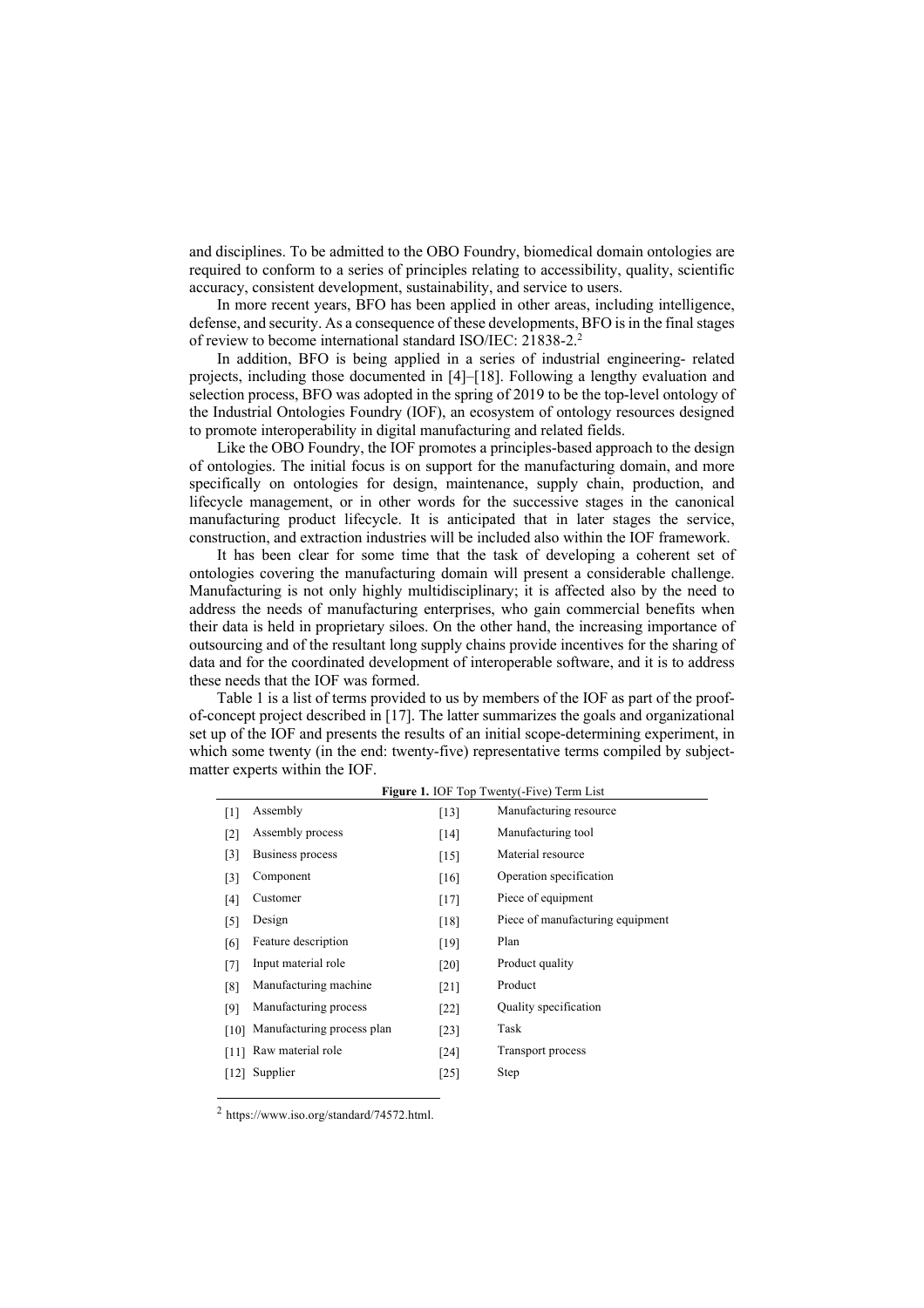and disciplines. To be admitted to the OBO Foundry, biomedical domain ontologies are required to conform to a series of principles relating to accessibility, quality, scientific accuracy, consistent development, sustainability, and service to users.

In more recent years, BFO has been applied in other areas, including intelligence, defense, and security. As a consequence of these developments, BFO is in the final stages of review to become international standard ISO/IEC: 21838-2.[2]

In addition, BFO is being applied in a series of industrial engineering- related projects, including those documented in [4]–[18]. Following a lengthy evaluation and selection process, BFO was adopted in the spring of 2019 to be the top-level ontology of the Industrial Ontologies Foundry (IOF), an ecosystem of ontology resources designed to promote interoperability in digital manufacturing and related fields.

Like the OBO Foundry, the IOF promotes a principles-based approach to the design of ontologies. The initial focus is on support for the manufacturing domain, and more specifically on ontologies for design, maintenance, supply chain, production, and lifecycle management, or in other words for the successive stages in the canonical manufacturing product lifecycle. It is anticipated that in later stages the service, construction, and extraction industries will be included also within the IOF framework.

It has been clear for some time that the task of developing a coherent set of ontologies covering the manufacturing domain will present a considerable challenge. Manufacturing is not only highly multidisciplinary; it is affected also by the need to address the needs of manufacturing enterprises, who gain commercial benefits when their data is held in proprietary siloes. On the other hand, the increasing importance of outsourcing and of the resultant long supply chains provide incentives for the sharing of data and for the coordinated development of interoperable software, and it is to address these needs that the IOF was formed.

Table 1 is a list of terms provided to us by members of the IOF as part of the proof-of-concept project described in [17]. The latter summarizes the goals and organizational set up of the IOF and presents the results of an initial scope-determining experiment, in which some twenty (in the end: twenty-five) representative terms compiled by subject-matter experts within the IOF.

**Figure 1.** IOF Top Twenty(-Five) Term List

| | | | |
|---|---|---|---|
| [1] | Assembly | [13] | Manufacturing resource |
| [2] | Assembly process | [14] | Manufacturing tool |
| [3] | Business process | [15] | Material resource |
| [3] | Component | [16] | Operation specification |
| [4] | Customer | [17] | Piece of equipment |
| [5] | Design | [18] | Piece of manufacturing equipment |
| [6] | Feature description | [19] | Plan |
| [7] | Input material role | [20] | Product quality |
| [8] | Manufacturing machine | [21] | Product |
| [9] | Manufacturing process | [22] | Quality specification |
| [10] | Manufacturing process plan | [23] | Task |
| [11] | Raw material role | [24] | Transport process |
| [12] | Supplier | [25] | Step |

[2] https://www.iso.org/standard/74572.html.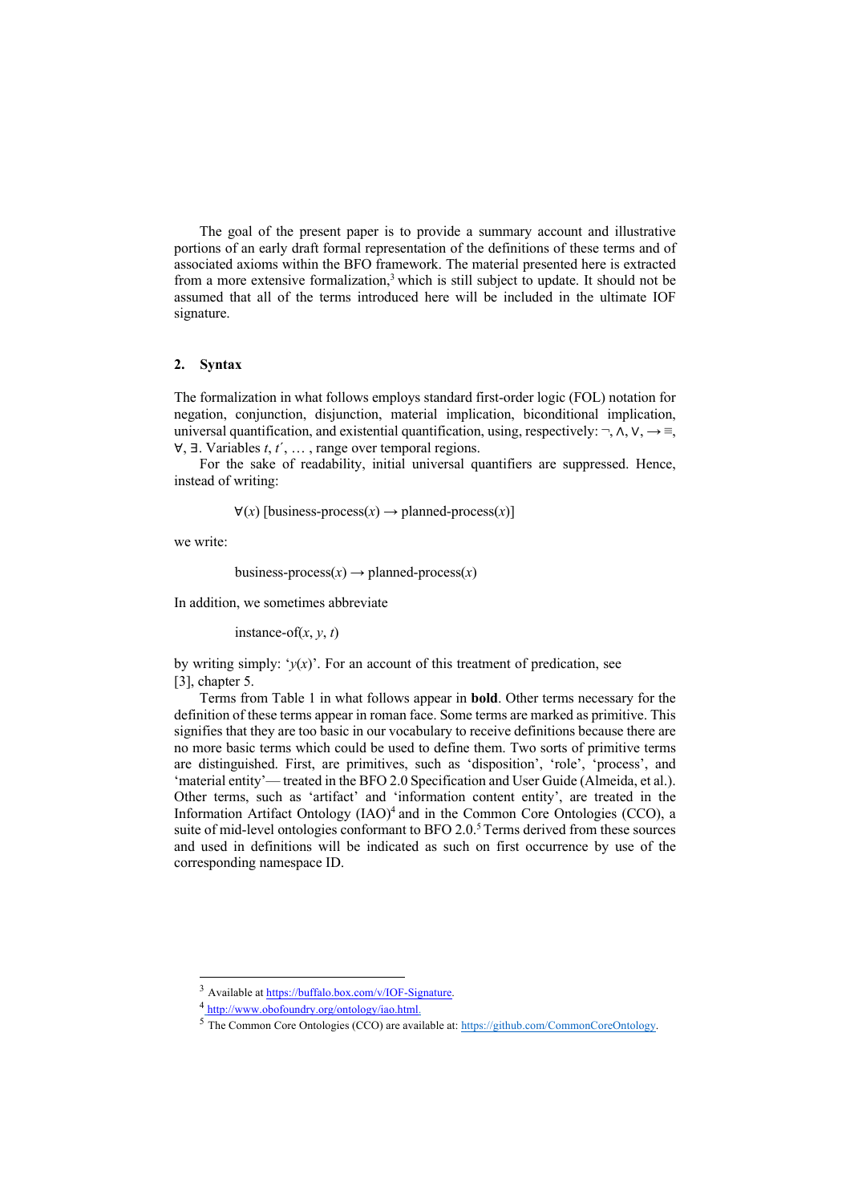The goal of the present paper is to provide a summary account and illustrative portions of an early draft formal representation of the definitions of these terms and of associated axioms within the BFO framework. The material presented here is extracted from a more extensive formalization,[3] which is still subject to update. It should not be assumed that all of the terms introduced here will be included in the ultimate IOF signature.

## 2. Syntax

The formalization in what follows employs standard first-order logic (FOL) notation for negation, conjunction, disjunction, material implication, biconditional implication, universal quantification, and existential quantification, using, respectively: ¬, ∧, ∨, →≡, ∀, ∃. Variables $t$, $t'$, … , range over temporal regions.

For the sake of readability, initial universal quantifiers are suppressed. Hence, instead of writing:

$$\forall(x)\ [\text{business-process}(x) \rightarrow \text{planned-process}(x)]$$

we write:

$$\text{business-process}(x) \rightarrow \text{planned-process}(x)$$

In addition, we sometimes abbreviate

$$\text{instance-of}(x, y, t)$$

by writing simply: '$y(x)$'. For an account of this treatment of predication, see [3], chapter 5.

Terms from Table 1 in what follows appear in **bold**. Other terms necessary for the definition of these terms appear in roman face. Some terms are marked as primitive. This signifies that they are too basic in our vocabulary to receive definitions because there are no more basic terms which could be used to define them. Two sorts of primitive terms are distinguished. First, are primitives, such as 'disposition', 'role', 'process', and 'material entity'— treated in the BFO 2.0 Specification and User Guide (Almeida, et al.). Other terms, such as 'artifact' and 'information content entity', are treated in the Information Artifact Ontology (IAO)[4] and in the Common Core Ontologies (CCO), a suite of mid-level ontologies conformant to BFO 2.0.[5] Terms derived from these sources and used in definitions will be indicated as such on first occurrence by use of the corresponding namespace ID.

---

[3] Available at https://buffalo.box.com/v/IOF-Signature.

[4] http://www.obofoundry.org/ontology/iao.html.

[5] The Common Core Ontologies (CCO) are available at: https://github.com/CommonCoreOntology.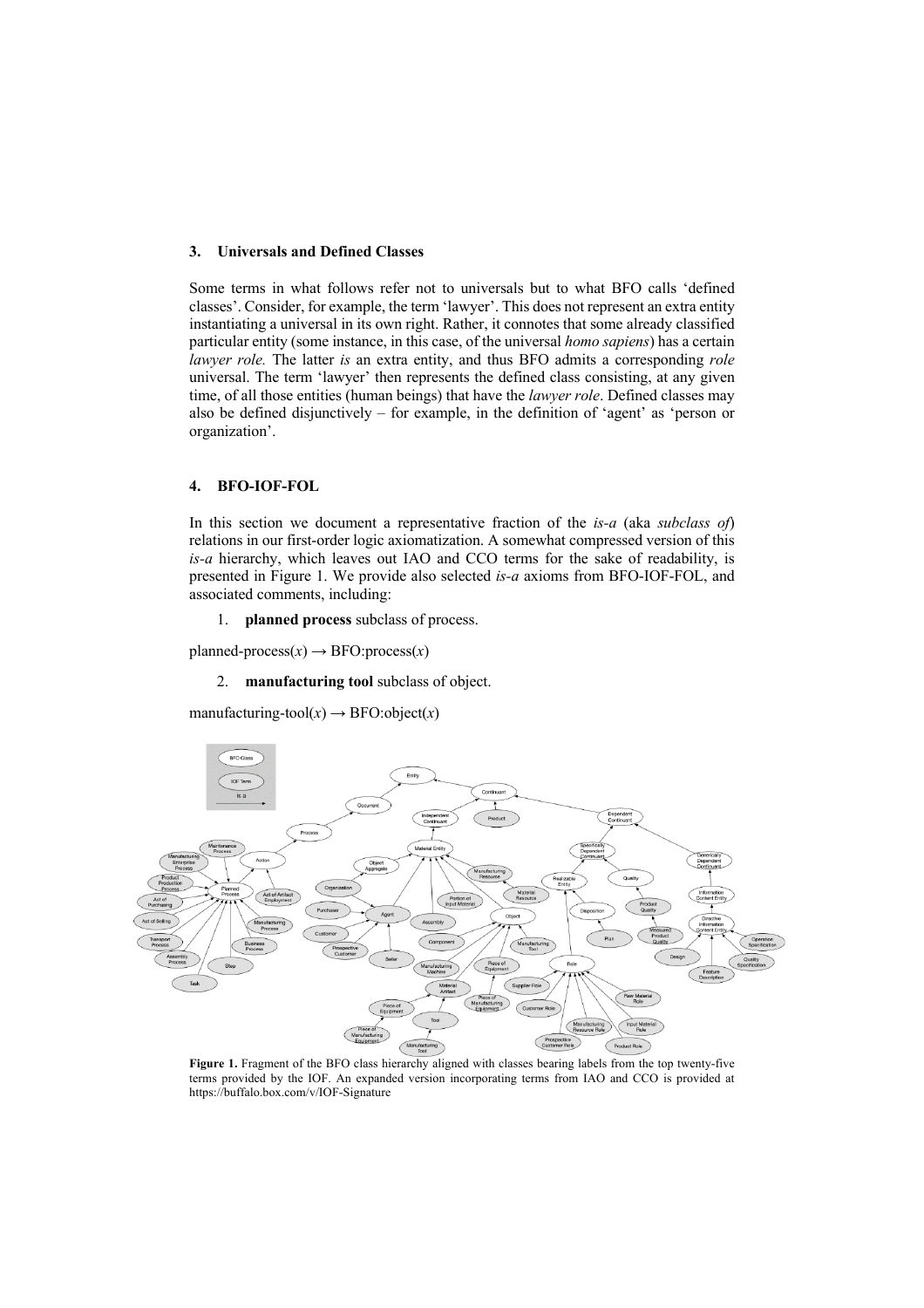## 3. Universals and Defined Classes

Some terms in what follows refer not to universals but to what BFO calls 'defined classes'. Consider, for example, the term 'lawyer'. This does not represent an extra entity instantiating a universal in its own right. Rather, it connotes that some already classified particular entity (some instance, in this case, of the universal *homo sapiens*) has a certain *lawyer role.* The latter *is* an extra entity, and thus BFO admits a corresponding *role* universal. The term 'lawyer' then represents the defined class consisting, at any given time, of all those entities (human beings) that have the *lawyer role*. Defined classes may also be defined disjunctively – for example, in the definition of 'agent' as 'person or organization'.

## 4. BFO-IOF-FOL

In this section we document a representative fraction of the *is-a* (aka *subclass of*) relations in our first-order logic axiomatization. A somewhat compressed version of this *is-a* hierarchy, which leaves out IAO and CCO terms for the sake of readability, is presented in Figure 1. We provide also selected *is-a* axioms from BFO-IOF-FOL, and associated comments, including:

1. **planned process** subclass of process.

planned-process($x$) → BFO:process($x$)

2. **manufacturing tool** subclass of object.

manufacturing-tool($x$) → BFO:object($x$)

**Figure 1.** Fragment of the BFO class hierarchy aligned with classes bearing labels from the top twenty-five terms provided by the IOF. An expanded version incorporating terms from IAO and CCO is provided at https://buffalo.box.com/v/IOF-Signature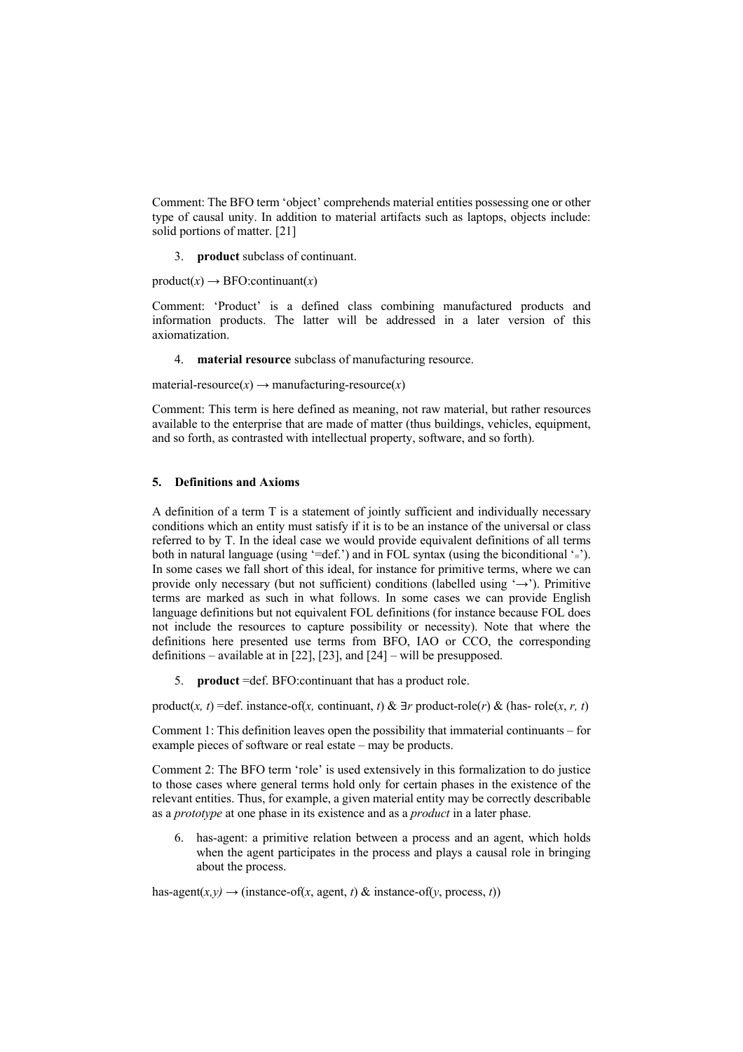Comment: The BFO term 'object' comprehends material entities possessing one or other type of causal unity. In addition to material artifacts such as laptops, objects include: solid portions of matter. [21]

3. **product** subclass of continuant.

product($x$) → BFO:continuant($x$)

Comment: 'Product' is a defined class combining manufactured products and information products. The latter will be addressed in a later version of this axiomatization.

4. **material resource** subclass of manufacturing resource.

material-resource($x$) → manufacturing-resource($x$)

Comment: This term is here defined as meaning, not raw material, but rather resources available to the enterprise that are made of matter (thus buildings, vehicles, equipment, and so forth, as contrasted with intellectual property, software, and so forth).

## 5. Definitions and Axioms

A definition of a term T is a statement of jointly sufficient and individually necessary conditions which an entity must satisfy if it is to be an instance of the universal or class referred to by T. In the ideal case we would provide equivalent definitions of all terms both in natural language (using '=def.') and in FOL syntax (using the biconditional '≡'). In some cases we fall short of this ideal, for instance for primitive terms, where we can provide only necessary (but not sufficient) conditions (labelled using '→'). Primitive terms are marked as such in what follows. In some cases we can provide English language definitions but not equivalent FOL definitions (for instance because FOL does not include the resources to capture possibility or necessity). Note that where the definitions here presented use terms from BFO, IAO or CCO, the corresponding definitions – available at in [22], [23], and [24] – will be presupposed.

5. **product** =def. BFO:continuant that has a product role.

product($x$, $t$) =def. instance-of($x$, continuant, $t$) & $\exists r$ product-role($r$) & (has- role($x$, $r$, $t$)

Comment 1: This definition leaves open the possibility that immaterial continuants – for example pieces of software or real estate – may be products.

Comment 2: The BFO term 'role' is used extensively in this formalization to do justice to those cases where general terms hold only for certain phases in the existence of the relevant entities. Thus, for example, a given material entity may be correctly describable as a *prototype* at one phase in its existence and as a *product* in a later phase.

6. has-agent: a primitive relation between a process and an agent, which holds when the agent participates in the process and plays a causal role in bringing about the process.

has-agent($x$,$y$) → (instance-of($x$, agent, $t$) & instance-of($y$, process, $t$))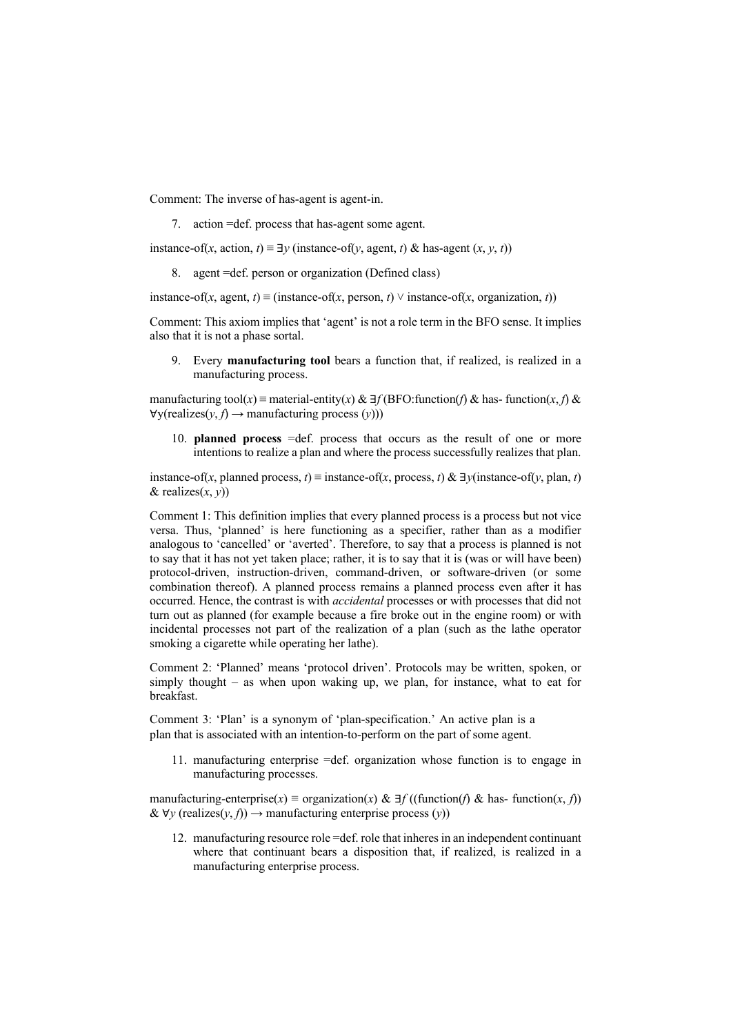Comment: The inverse of has-agent is agent-in.

7. action =def. process that has-agent some agent.

instance-of($x$, action, $t$) ≡ ∃$y$ (instance-of($y$, agent, $t$) & has-agent ($x$, $y$, $t$))

8. agent =def. person or organization (Defined class)

instance-of($x$, agent, $t$) ≡ (instance-of($x$, person, $t$) ∨ instance-of($x$, organization, $t$))

Comment: This axiom implies that 'agent' is not a role term in the BFO sense. It implies also that it is not a phase sortal.

9. Every **manufacturing tool** bears a function that, if realized, is realized in a manufacturing process.

manufacturing tool($x$) ≡ material-entity($x$) & ∃$f$ (BFO:function($f$) & has- function($x$, $f$) & ∀y(realizes($y$, $f$) → manufacturing process ($y$)))

10. **planned process** =def. process that occurs as the result of one or more intentions to realize a plan and where the process successfully realizes that plan.

instance-of($x$, planned process, $t$) ≡ instance-of($x$, process, $t$) & ∃$y$(instance-of($y$, plan, $t$) & realizes($x$, $y$))

Comment 1: This definition implies that every planned process is a process but not vice versa. Thus, 'planned' is here functioning as a specifier, rather than as a modifier analogous to 'cancelled' or 'averted'. Therefore, to say that a process is planned is not to say that it has not yet taken place; rather, it is to say that it is (was or will have been) protocol-driven, instruction-driven, command-driven, or software-driven (or some combination thereof). A planned process remains a planned process even after it has occurred. Hence, the contrast is with *accidental* processes or with processes that did not turn out as planned (for example because a fire broke out in the engine room) or with incidental processes not part of the realization of a plan (such as the lathe operator smoking a cigarette while operating her lathe).

Comment 2: 'Planned' means 'protocol driven'. Protocols may be written, spoken, or simply thought – as when upon waking up, we plan, for instance, what to eat for breakfast.

Comment 3: 'Plan' is a synonym of 'plan-specification.' An active plan is a plan that is associated with an intention-to-perform on the part of some agent.

11. manufacturing enterprise =def. organization whose function is to engage in manufacturing processes.

manufacturing-enterprise($x$) ≡ organization($x$) & ∃$f$ ((function($f$) & has- function($x$, $f$)) & ∀$y$ (realizes($y$, $f$)) → manufacturing enterprise process ($y$))

12. manufacturing resource role =def. role that inheres in an independent continuant where that continuant bears a disposition that, if realized, is realized in a manufacturing enterprise process.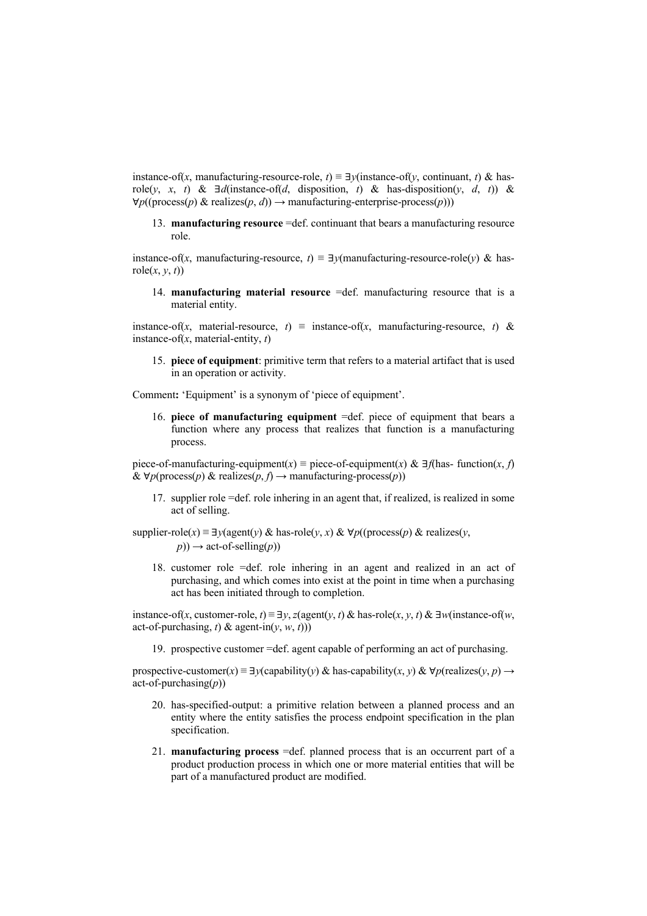instance-of($x$, manufacturing-resource-role, $t$) ≡ ∃$y$(instance-of($y$, continuant, $t$) & has-role($y$, $x$, $t$) & ∃$d$(instance-of($d$, disposition, $t$) & has-disposition($y$, $d$, $t$)) & ∀$p$((process($p$) & realizes($p$, $d$)) → manufacturing-enterprise-process($p$)))

13. **manufacturing resource** =def. continuant that bears a manufacturing resource role.

instance-of($x$, manufacturing-resource, $t$) ≡ ∃$y$(manufacturing-resource-role($y$) & has-role($x$, $y$, $t$))

14. **manufacturing material resource** =def. manufacturing resource that is a material entity.

instance-of($x$, material-resource, $t$) ≡ instance-of($x$, manufacturing-resource, $t$) & instance-of($x$, material-entity, $t$)

15. **piece of equipment**: primitive term that refers to a material artifact that is used in an operation or activity.

Comment**:** 'Equipment' is a synonym of 'piece of equipment'.

16. **piece of manufacturing equipment** =def. piece of equipment that bears a function where any process that realizes that function is a manufacturing process.

piece-of-manufacturing-equipment($x$) ≡ piece-of-equipment($x$) & ∃$f$(has- function($x$, $f$) & ∀$p$(process($p$) & realizes($p$, $f$) → manufacturing-process($p$))

17. supplier role =def. role inhering in an agent that, if realized, is realized in some act of selling.

supplier-role($x$) ≡ ∃$y$(agent($y$) & has-role($y$, $x$) & ∀$p$((process($p$) & realizes($y$, $p$)) → act-of-selling($p$))

18. customer role =def. role inhering in an agent and realized in an act of purchasing, and which comes into exist at the point in time when a purchasing act has been initiated through to completion.

instance-of($x$, customer-role, $t$) ≡ ∃$y$, $z$(agent($y$, $t$) & has-role($x$, $y$, $t$) & ∃$w$(instance-of($w$, act-of-purchasing, $t$) & agent-in($y$, $w$, $t$)))

19. prospective customer =def. agent capable of performing an act of purchasing.

prospective-customer($x$) ≡ ∃$y$(capability($y$) & has-capability($x$, $y$) & ∀$p$(realizes($y$, $p$) → act-of-purchasing($p$))

20. has-specified-output: a primitive relation between a planned process and an entity where the entity satisfies the process endpoint specification in the plan specification.

21. **manufacturing process** =def. planned process that is an occurrent part of a product production process in which one or more material entities that will be part of a manufactured product are modified.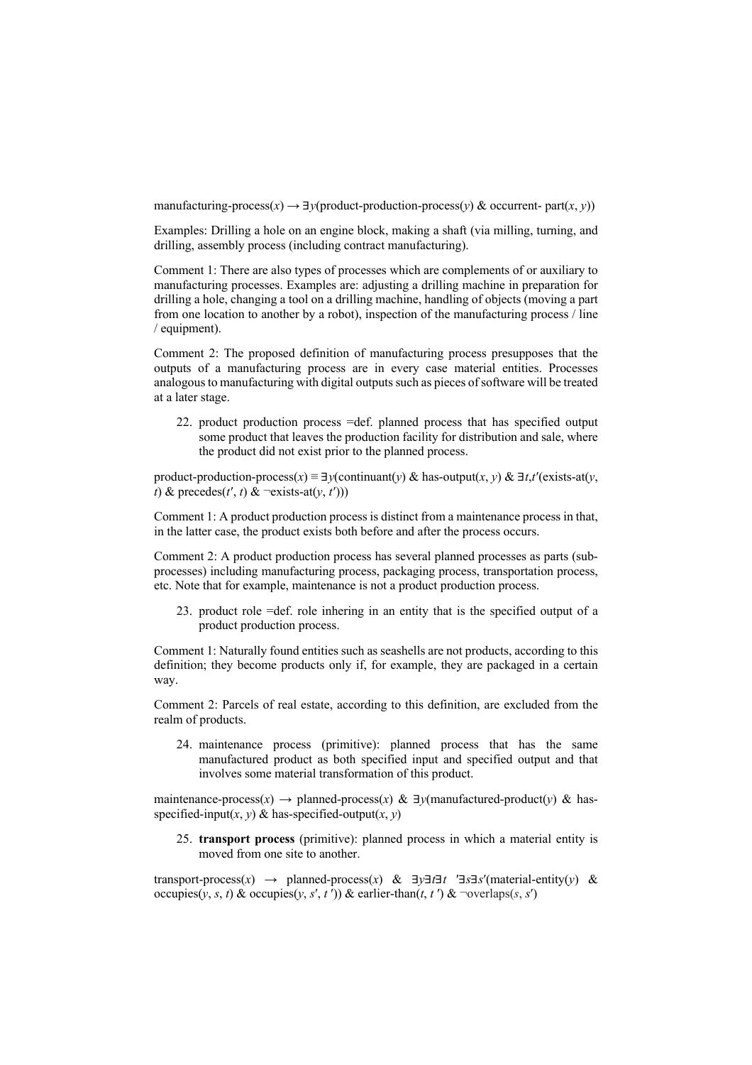$\text{manufacturing-process}(x) \rightarrow \exists y(\text{product-production-process}(y) \; \& \; \text{occurrent- part}(x, y))$

Examples: Drilling a hole on an engine block, making a shaft (via milling, turning, and drilling, assembly process (including contract manufacturing).

Comment 1: There are also types of processes which are complements of or auxiliary to manufacturing processes. Examples are: adjusting a drilling machine in preparation for drilling a hole, changing a tool on a drilling machine, handling of objects (moving a part from one location to another by a robot), inspection of the manufacturing process / line / equipment).

Comment 2: The proposed definition of manufacturing process presupposes that the outputs of a manufacturing process are in every case material entities. Processes analogous to manufacturing with digital outputs such as pieces of software will be treated at a later stage.

22. product production process =def. planned process that has specified output some product that leaves the production facility for distribution and sale, where the product did not exist prior to the planned process.

$\text{product-production-process}(x) \equiv \exists y(\text{continuant}(y) \; \& \; \text{has-output}(x, y) \; \& \; \exists t, t'(\text{exists-at}(y, t) \; \& \; \text{precedes}(t', t) \; \& \; \neg\text{exists-at}(y, t')))$

Comment 1: A product production process is distinct from a maintenance process in that, in the latter case, the product exists both before and after the process occurs.

Comment 2: A product production process has several planned processes as parts (sub-processes) including manufacturing process, packaging process, transportation process, etc. Note that for example, maintenance is not a product production process.

23. product role =def. role inhering in an entity that is the specified output of a product production process.

Comment 1: Naturally found entities such as seashells are not products, according to this definition; they become products only if, for example, they are packaged in a certain way.

Comment 2: Parcels of real estate, according to this definition, are excluded from the realm of products.

24. maintenance process (primitive): planned process that has the same manufactured product as both specified input and specified output and that involves some material transformation of this product.

$\text{maintenance-process}(x) \rightarrow \text{planned-process}(x) \; \& \; \exists y(\text{manufactured-product}(y) \; \& \; \text{has-specified-input}(x, y) \; \& \; \text{has-specified-output}(x, y)$

25. **transport process** (primitive): planned process in which a material entity is moved from one site to another.

$\text{transport-process}(x) \rightarrow \text{planned-process}(x) \; \& \; \exists y \exists t \exists t' \exists s \exists s'(\text{material-entity}(y) \; \& \; \text{occupies}(y, s, t) \; \& \; \text{occupies}(y, s', t')) \; \& \; \text{earlier-than}(t, t') \; \& \; \neg\text{overlaps}(s, s')$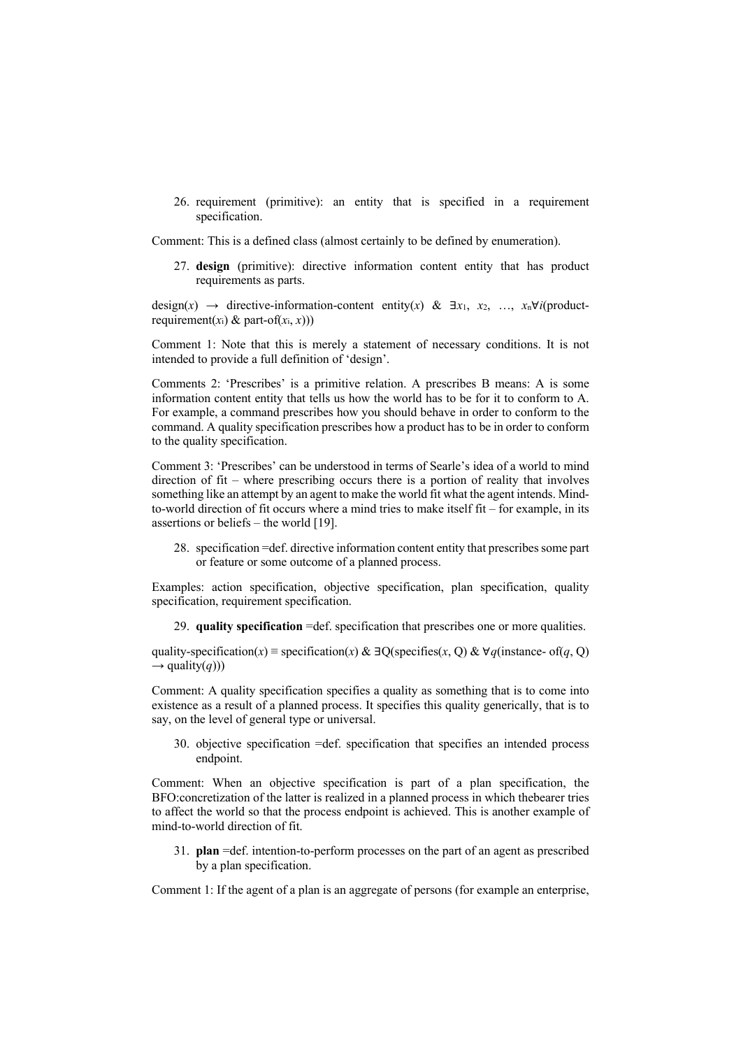26. requirement (primitive): an entity that is specified in a requirement specification.

Comment: This is a defined class (almost certainly to be defined by enumeration).

27. **design** (primitive): directive information content entity that has product requirements as parts.

design($x$) $\rightarrow$ directive-information-content entity($x$) & $\exists x_1, x_2, \ldots, x_n \forall i$(product-requirement($x_i$) & part-of($x_i$, $x$)))

Comment 1: Note that this is merely a statement of necessary conditions. It is not intended to provide a full definition of 'design'.

Comments 2: 'Prescribes' is a primitive relation. A prescribes B means: A is some information content entity that tells us how the world has to be for it to conform to A. For example, a command prescribes how you should behave in order to conform to the command. A quality specification prescribes how a product has to be in order to conform to the quality specification.

Comment 3: 'Prescribes' can be understood in terms of Searle's idea of a world to mind direction of fit – where prescribing occurs there is a portion of reality that involves something like an attempt by an agent to make the world fit what the agent intends. Mind-to-world direction of fit occurs where a mind tries to make itself fit – for example, in its assertions or beliefs – the world [19].

28. specification =def. directive information content entity that prescribes some part or feature or some outcome of a planned process.

Examples: action specification, objective specification, plan specification, quality specification, requirement specification.

29. **quality specification** =def. specification that prescribes one or more qualities.

quality-specification($x$) $\equiv$ specification($x$) & $\exists$Q(specifies($x$, Q) & $\forall q$(instance- of($q$, Q) $\rightarrow$ quality($q$)))

Comment: A quality specification specifies a quality as something that is to come into existence as a result of a planned process. It specifies this quality generically, that is to say, on the level of general type or universal.

30. objective specification =def. specification that specifies an intended process endpoint.

Comment: When an objective specification is part of a plan specification, the BFO:concretization of the latter is realized in a planned process in which thebearer tries to affect the world so that the process endpoint is achieved. This is another example of mind-to-world direction of fit.

31. **plan** =def. intention-to-perform processes on the part of an agent as prescribed by a plan specification.

Comment 1: If the agent of a plan is an aggregate of persons (for example an enterprise,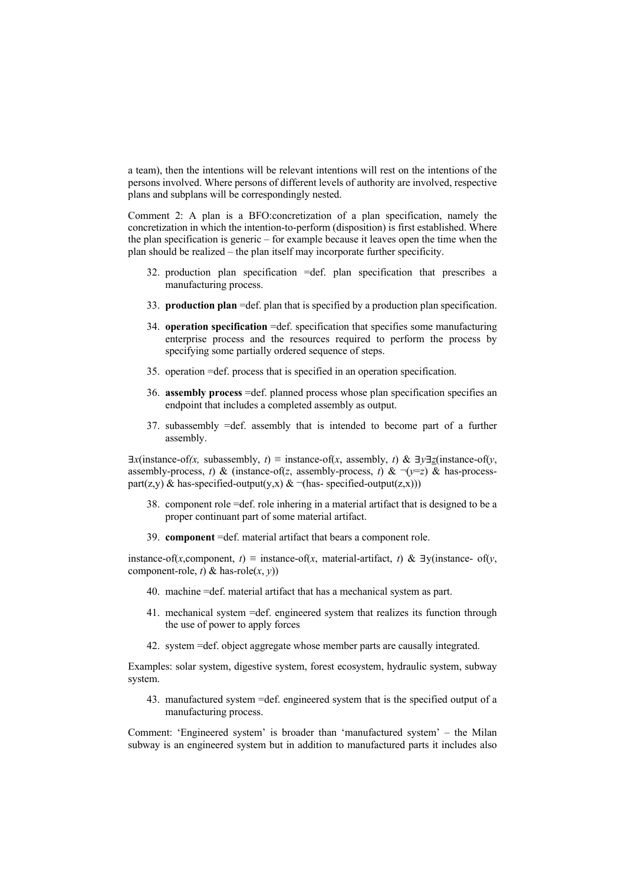a team), then the intentions will be relevant intentions will rest on the intentions of the persons involved. Where persons of different levels of authority are involved, respective plans and subplans will be correspondingly nested.

Comment 2: A plan is a BFO:concretization of a plan specification, namely the concretization in which the intention-to-perform (disposition) is first established. Where the plan specification is generic – for example because it leaves open the time when the plan should be realized – the plan itself may incorporate further specificity.

32. production plan specification =def. plan specification that prescribes a manufacturing process.

33. **production plan** =def. plan that is specified by a production plan specification.

34. **operation specification** =def. specification that specifies some manufacturing enterprise process and the resources required to perform the process by specifying some partially ordered sequence of steps.

35. operation =def. process that is specified in an operation specification.

36. **assembly process** =def. planned process whose plan specification specifies an endpoint that includes a completed assembly as output.

37. subassembly =def. assembly that is intended to become part of a further assembly.

$\exists x$(instance-of($x$, subassembly, $t$) ≡ instance-of($x$, assembly, $t$) & $\exists y \exists z$(instance-of($y$, assembly-process, $t$) & (instance-of($z$, assembly-process, $t$) & $\neg(y{=}z)$ & has-process-part(z,y) & has-specified-output(y,x) & ¬(has- specified-output(z,x)))

38. component role =def. role inhering in a material artifact that is designed to be a proper continuant part of some material artifact.

39. **component** =def. material artifact that bears a component role.

instance-of($x$,component, $t$) ≡ instance-of($x$, material-artifact, $t$) & ∃y(instance- of($y$, component-role, $t$) & has-role($x$, $y$))

40. machine =def. material artifact that has a mechanical system as part.

41. mechanical system =def. engineered system that realizes its function through the use of power to apply forces

42. system =def. object aggregate whose member parts are causally integrated.

Examples: solar system, digestive system, forest ecosystem, hydraulic system, subway system.

43. manufactured system =def. engineered system that is the specified output of a manufacturing process.

Comment: 'Engineered system' is broader than 'manufactured system' – the Milan subway is an engineered system but in addition to manufactured parts it includes also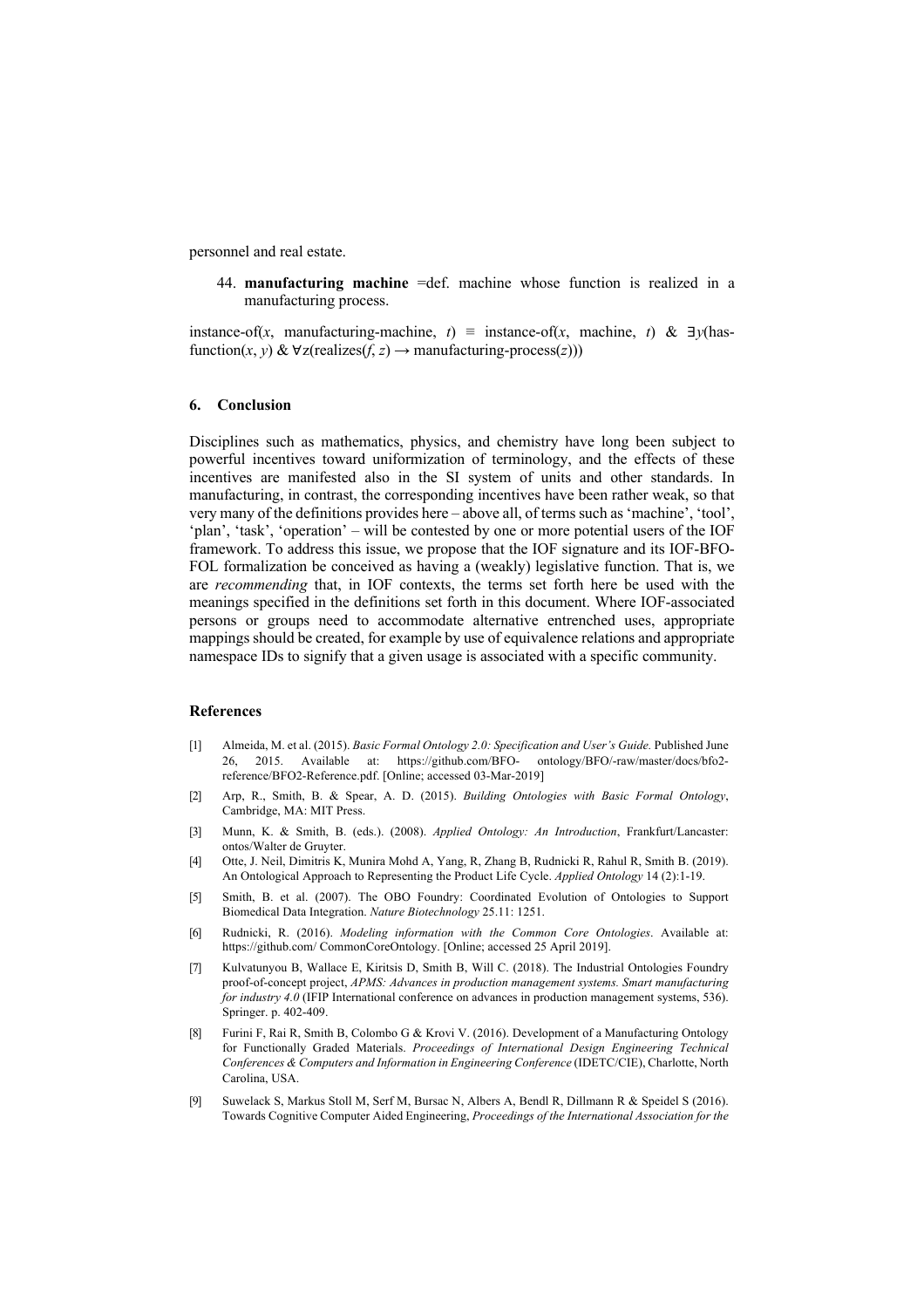personnel and real estate.

44. **manufacturing machine** =def. machine whose function is realized in a manufacturing process.

instance-of($x$, manufacturing-machine, $t$) ≡ instance-of($x$, machine, $t$) & ∃$y$(has-function($x$, $y$) & ∀z(realizes($f$, $z$) → manufacturing-process($z$)))

## 6. Conclusion

Disciplines such as mathematics, physics, and chemistry have long been subject to powerful incentives toward uniformization of terminology, and the effects of these incentives are manifested also in the SI system of units and other standards. In manufacturing, in contrast, the corresponding incentives have been rather weak, so that very many of the definitions provides here – above all, of terms such as 'machine', 'tool', 'plan', 'task', 'operation' – will be contested by one or more potential users of the IOF framework. To address this issue, we propose that the IOF signature and its IOF-BFO-FOL formalization be conceived as having a (weakly) legislative function. That is, we are *recommending* that, in IOF contexts, the terms set forth here be used with the meanings specified in the definitions set forth in this document. Where IOF-associated persons or groups need to accommodate alternative entrenched uses, appropriate mappings should be created, for example by use of equivalence relations and appropriate namespace IDs to signify that a given usage is associated with a specific community.

### References

[1] Almeida, M. et al. (2015). *Basic Formal Ontology 2.0: Specification and User's Guide.* Published June 26, 2015. Available at: https://github.com/BFO- ontology/BFO/-raw/master/docs/bfo2-reference/BFO2-Reference.pdf. [Online; accessed 03-Mar-2019]

[2] Arp, R., Smith, B. & Spear, A. D. (2015). *Building Ontologies with Basic Formal Ontology*, Cambridge, MA: MIT Press.

[3] Munn, K. & Smith, B. (eds.). (2008). *Applied Ontology: An Introduction*, Frankfurt/Lancaster: ontos/Walter de Gruyter.

[4] Otte, J. Neil, Dimitris K, Munira Mohd A, Yang, R, Zhang B, Rudnicki R, Rahul R, Smith B. (2019). An Ontological Approach to Representing the Product Life Cycle. *Applied Ontology* 14 (2):1-19.

[5] Smith, B. et al. (2007). The OBO Foundry: Coordinated Evolution of Ontologies to Support Biomedical Data Integration. *Nature Biotechnology* 25.11: 1251.

[6] Rudnicki, R. (2016). *Modeling information with the Common Core Ontologies*. Available at: https://github.com/ CommonCoreOntology. [Online; accessed 25 April 2019].

[7] Kulvatunyou B, Wallace E, Kiritsis D, Smith B, Will C. (2018). The Industrial Ontologies Foundry proof-of-concept project, *APMS: Advances in production management systems. Smart manufacturing for industry 4.0* (IFIP International conference on advances in production management systems, 536). Springer. p. 402-409.

[8] Furini F, Rai R, Smith B, Colombo G & Krovi V. (2016). Development of a Manufacturing Ontology for Functionally Graded Materials. *Proceedings of International Design Engineering Technical Conferences & Computers and Information in Engineering Conference* (IDETC/CIE), Charlotte, North Carolina, USA.

[9] Suwelack S, Markus Stoll M, Serf M, Bursac N, Albers A, Bendl R, Dillmann R & Speidel S (2016). Towards Cognitive Computer Aided Engineering, *Proceedings of the International Association for the*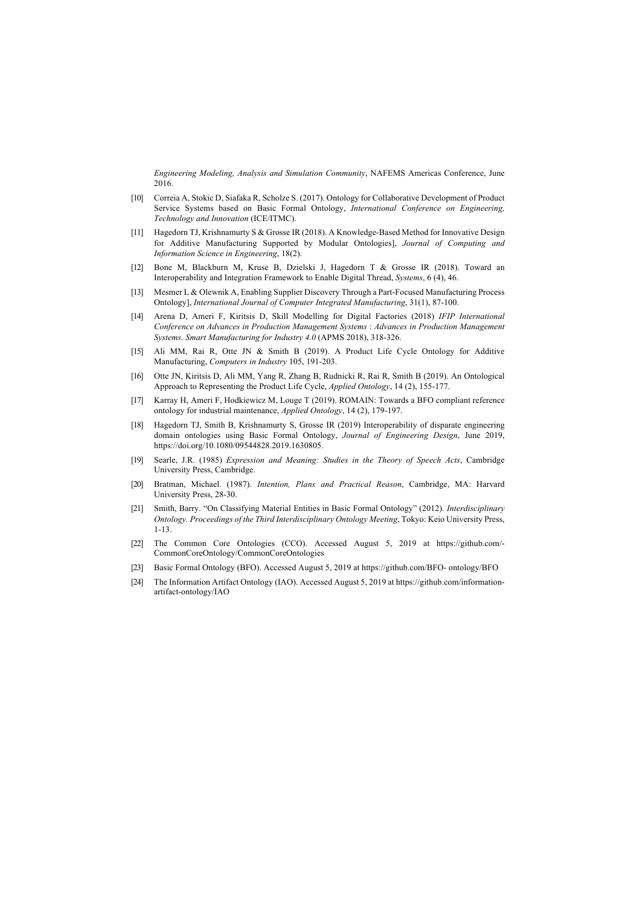*Engineering Modeling, Analysis and Simulation Community*, NAFEMS Americas Conference, June 2016.

[10] Correia A, Stokic D, Siafaka R, Scholze S. (2017). Ontology for Collaborative Development of Product Service Systems based on Basic Formal Ontology, *International Conference on Engineering, Technology and Innovation* (ICE/ITMC).

[11] Hagedorn TJ, Krishnamurty S & Grosse IR (2018). A Knowledge-Based Method for Innovative Design for Additive Manufacturing Supported by Modular Ontologies], *Journal of Computing and Information Science in Engineering*, 18(2).

[12] Bone M, Blackburn M, Kruse B, Dzielski J, Hagedorn T & Grosse IR (2018). Toward an Interoperability and Integration Framework to Enable Digital Thread, *Systems*, 6 (4), 46.

[13] Mesmer L & Olewnik A, Enabling Supplier Discovery Through a Part-Focused Manufacturing Process Ontology], *International Journal of Computer Integrated Manufacturing*, 31(1), 87-100.

[14] Arena D, Ameri F, Kiritsis D, Skill Modelling for Digital Factories (2018) *IFIP International Conference on Advances in Production Management Systems* : *Advances in Production Management Systems. Smart Manufacturing for Industry 4.0* (APMS 2018), 318-326.

[15] Ali MM, Rai R, Otte JN & Smith B (2019). A Product Life Cycle Ontology for Additive Manufacturing, *Computers in Industry* 105, 191-203.

[16] Otte JN, Kiritsis D, Ali MM, Yang R, Zhang B, Rudnicki R, Rai R, Smith B (2019). An Ontological Approach to Representing the Product Life Cycle, *Applied Ontology*, 14 (2), 155-177.

[17] Karray H, Ameri F, Hodkiewicz M, Louge T (2019). ROMAIN: Towards a BFO compliant reference ontology for industrial maintenance, *Applied Ontology*, 14 (2), 179-197.

[18] Hagedorn TJ, Smith B, Krishnamurty S, Grosse IR (2019) Interoperability of disparate engineering domain ontologies using Basic Formal Ontology, *Journal of Engineering Design*, June 2019, https://doi.org/10.1080/09544828.2019.1630805.

[19] Searle, J.R. (1985) *Expression and Meaning: Studies in the Theory of Speech Acts*, Cambridge University Press, Cambridge.

[20] Bratman, Michael. (1987). *Intention, Plans and Practical Reason*, Cambridge, MA: Harvard University Press, 28-30.

[21] Smith, Barry. "On Classifying Material Entities in Basic Formal Ontology" (2012). *Interdisciplinary Ontology. Proceedings of the Third Interdisciplinary Ontology Meeting*, Tokyo: Keio University Press, 1-13.

[22] The Common Core Ontologies (CCO). Accessed August 5, 2019 at https://github.com/-CommonCoreOntology/CommonCoreOntologies

[23] Basic Formal Ontology (BFO). Accessed August 5, 2019 at https://github.com/BFO- ontology/BFO

[24] The Information Artifact Ontology (IAO). Accessed August 5, 2019 at https://github.com/information-artifact-ontology/IAO